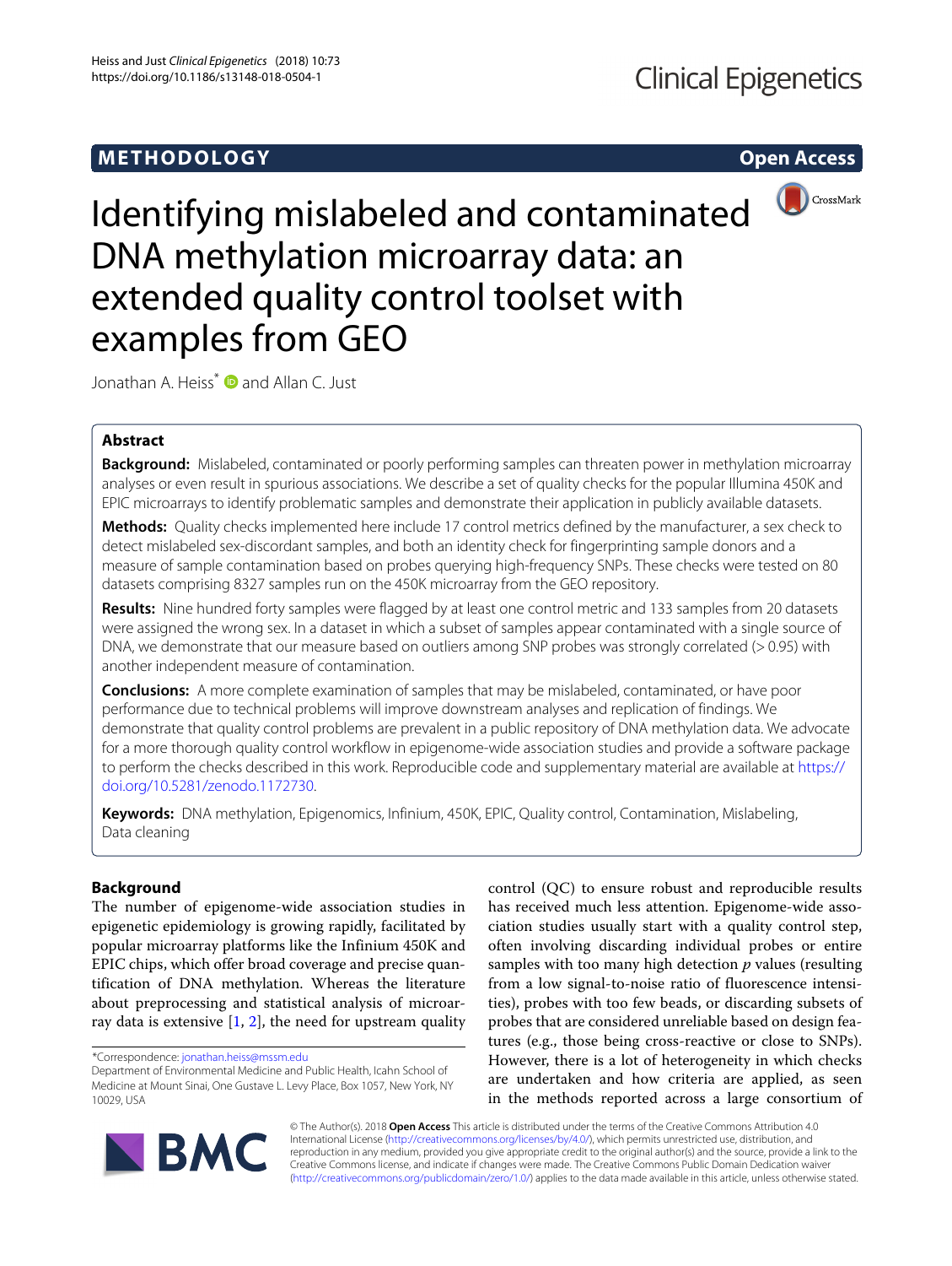METHODOLOGY

Open Access

# Identifying mislabeled and contaminated DNA methylation microarray data: an extended quality control toolset with examples from GEO

Jonathan A. Heiss* and Allan C. Just

## Abstract

**Background:** Mislabeled, contaminated or poorly performing samples can threaten power in methylation microarray analyses or even result in spurious associations. We describe a set of quality checks for the popular Illumina 450K and EPIC microarrays to identify problematic samples and demonstrate their application in publicly available datasets.

**Methods:** Quality checks implemented here include 17 control metrics defined by the manufacturer, a sex check to detect mislabeled sex-discordant samples, and both an identity check for fingerprinting sample donors and a measure of sample contamination based on probes querying high-frequency SNPs. These checks were tested on 80 datasets comprising 8327 samples run on the 450K microarray from the GEO repository.

**Results:** Nine hundred forty samples were flagged by at least one control metric and 133 samples from 20 datasets were assigned the wrong sex. In a dataset in which a subset of samples appear contaminated with a single source of DNA, we demonstrate that our measure based on outliers among SNP probes was strongly correlated (> 0.95) with another independent measure of contamination.

**Conclusions:** A more complete examination of samples that may be mislabeled, contaminated, or have poor performance due to technical problems will improve downstream analyses and replication of findings. We demonstrate that quality control problems are prevalent in a public repository of DNA methylation data. We advocate for a more thorough quality control workflow in epigenome-wide association studies and provide a software package to perform the checks described in this work. Reproducible code and supplementary material are available at https://doi.org/10.5281/zenodo.1172730.

**Keywords:** DNA methylation, Epigenomics, Infinium, 450K, EPIC, Quality control, Contamination, Mislabeling, Data cleaning

## Background

The number of epigenome-wide association studies in epigenetic epidemiology is growing rapidly, facilitated by popular microarray platforms like the Infinium 450K and EPIC chips, which offer broad coverage and precise quantification of DNA methylation. Whereas the literature about preprocessing and statistical analysis of microarray data is extensive [1, 2], the need for upstream quality control (QC) to ensure robust and reproducible results has received much less attention. Epigenome-wide association studies usually start with a quality control step, often involving discarding individual probes or entire samples with too many high detection *p* values (resulting from a low signal-to-noise ratio of fluorescence intensities), probes with too few beads, or discarding subsets of probes that are considered unreliable based on design features (e.g., those being cross-reactive or close to SNPs). However, there is a lot of heterogeneity in which checks are undertaken and how criteria are applied, as seen in the methods reported across a large consortium of

*Correspondence: jonathan.heiss@mssm.edu
Department of Environmental Medicine and Public Health, Icahn School of Medicine at Mount Sinai, One Gustave L. Levy Place, Box 1057, New York, NY 10029, USA

© The Author(s). 2018 **Open Access** This article is distributed under the terms of the Creative Commons Attribution 4.0 International License (http://creativecommons.org/licenses/by/4.0/), which permits unrestricted use, distribution, and reproduction in any medium, provided you give appropriate credit to the original author(s) and the source, provide a link to the Creative Commons license, and indicate if changes were made. The Creative Commons Public Domain Dedication waiver (http://creativecommons.org/publicdomain/zero/1.0/) applies to the data made available in this article, unless otherwise stated.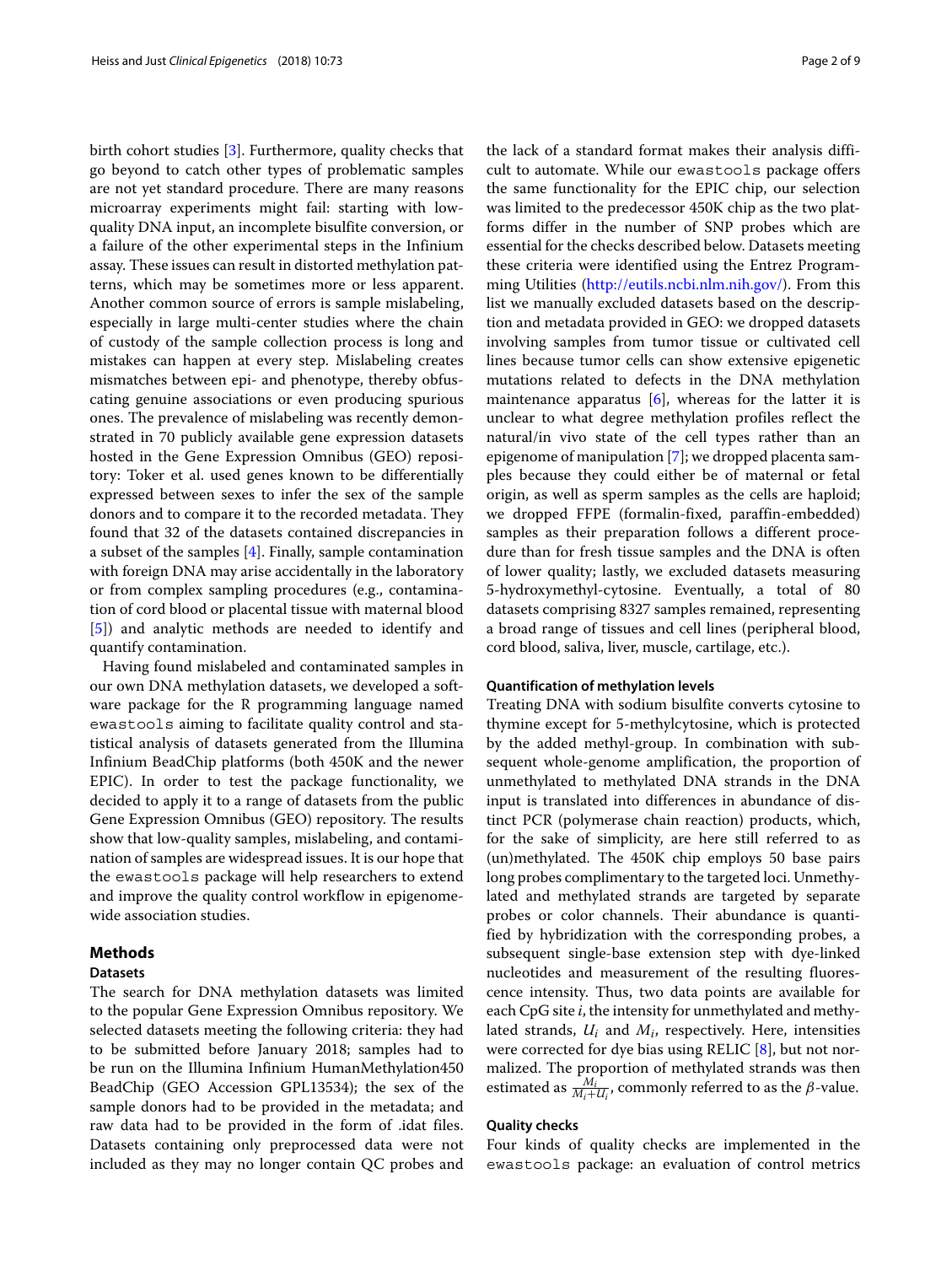birth cohort studies [3]. Furthermore, quality checks that go beyond to catch other types of problematic samples are not yet standard procedure. There are many reasons microarray experiments might fail: starting with low-quality DNA input, an incomplete bisulfite conversion, or a failure of the other experimental steps in the Infinium assay. These issues can result in distorted methylation patterns, which may be sometimes more or less apparent. Another common source of errors is sample mislabeling, especially in large multi-center studies where the chain of custody of the sample collection process is long and mistakes can happen at every step. Mislabeling creates mismatches between epi- and phenotype, thereby obfuscating genuine associations or even producing spurious ones. The prevalence of mislabeling was recently demonstrated in 70 publicly available gene expression datasets hosted in the Gene Expression Omnibus (GEO) repository: Toker et al. used genes known to be differentially expressed between sexes to infer the sex of the sample donors and to compare it to the recorded metadata. They found that 32 of the datasets contained discrepancies in a subset of the samples [4]. Finally, sample contamination with foreign DNA may arise accidentally in the laboratory or from complex sampling procedures (e.g., contamination of cord blood or placental tissue with maternal blood [5]) and analytic methods are needed to identify and quantify contamination.

Having found mislabeled and contaminated samples in our own DNA methylation datasets, we developed a software package for the R programming language named `ewastools` aiming to facilitate quality control and statistical analysis of datasets generated from the Illumina Infinium BeadChip platforms (both 450K and the newer EPIC). In order to test the package functionality, we decided to apply it to a range of datasets from the public Gene Expression Omnibus (GEO) repository. The results show that low-quality samples, mislabeling, and contamination of samples are widespread issues. It is our hope that the `ewastools` package will help researchers to extend and improve the quality control workflow in epigenome-wide association studies.

## Methods

### Datasets

The search for DNA methylation datasets was limited to the popular Gene Expression Omnibus repository. We selected datasets meeting the following criteria: they had to be submitted before January 2018; samples had to be run on the Illumina Infinium HumanMethylation450 BeadChip (GEO Accession GPL13534); the sex of the sample donors had to be provided in the metadata; and raw data had to be provided in the form of .idat files. Datasets containing only preprocessed data were not included as they may no longer contain QC probes and the lack of a standard format makes their analysis difficult to automate. While our `ewastools` package offers the same functionality for the EPIC chip, our selection was limited to the predecessor 450K chip as the two platforms differ in the number of SNP probes which are essential for the checks described below. Datasets meeting these criteria were identified using the Entrez Programming Utilities (http://eutils.ncbi.nlm.nih.gov/). From this list we manually excluded datasets based on the description and metadata provided in GEO: we dropped datasets involving samples from tumor tissue or cultivated cell lines because tumor cells can show extensive epigenetic mutations related to defects in the DNA methylation maintenance apparatus [6], whereas for the latter it is unclear to what degree methylation profiles reflect the natural/in vivo state of the cell types rather than an epigenome of manipulation [7]; we dropped placenta samples because they could either be of maternal or fetal origin, as well as sperm samples as the cells are haploid; we dropped FFPE (formalin-fixed, paraffin-embedded) samples as their preparation follows a different procedure than for fresh tissue samples and the DNA is often of lower quality; lastly, we excluded datasets measuring 5-hydroxymethyl-cytosine. Eventually, a total of 80 datasets comprising 8327 samples remained, representing a broad range of tissues and cell lines (peripheral blood, cord blood, saliva, liver, muscle, cartilage, etc.).

### Quantification of methylation levels

Treating DNA with sodium bisulfite converts cytosine to thymine except for 5-methylcytosine, which is protected by the added methyl-group. In combination with subsequent whole-genome amplification, the proportion of unmethylated to methylated DNA strands in the DNA input is translated into differences in abundance of distinct PCR (polymerase chain reaction) products, which, for the sake of simplicity, are here still referred to as (un)methylated. The 450K chip employs 50 base pairs long probes complimentary to the targeted loci. Unmethylated and methylated strands are targeted by separate probes or color channels. Their abundance is quantified by hybridization with the corresponding probes, a subsequent single-base extension step with dye-linked nucleotides and measurement of the resulting fluorescence intensity. Thus, two data points are available for each CpG site $i$, the intensity for unmethylated and methylated strands, $U_i$ and $M_i$, respectively. Here, intensities were corrected for dye bias using RELIC [8], but not normalized. The proportion of methylated strands was then estimated as $\frac{M_i}{M_i+U_i}$, commonly referred to as the $\beta$-value.

### Quality checks

Four kinds of quality checks are implemented in the `ewastools` package: an evaluation of control metrics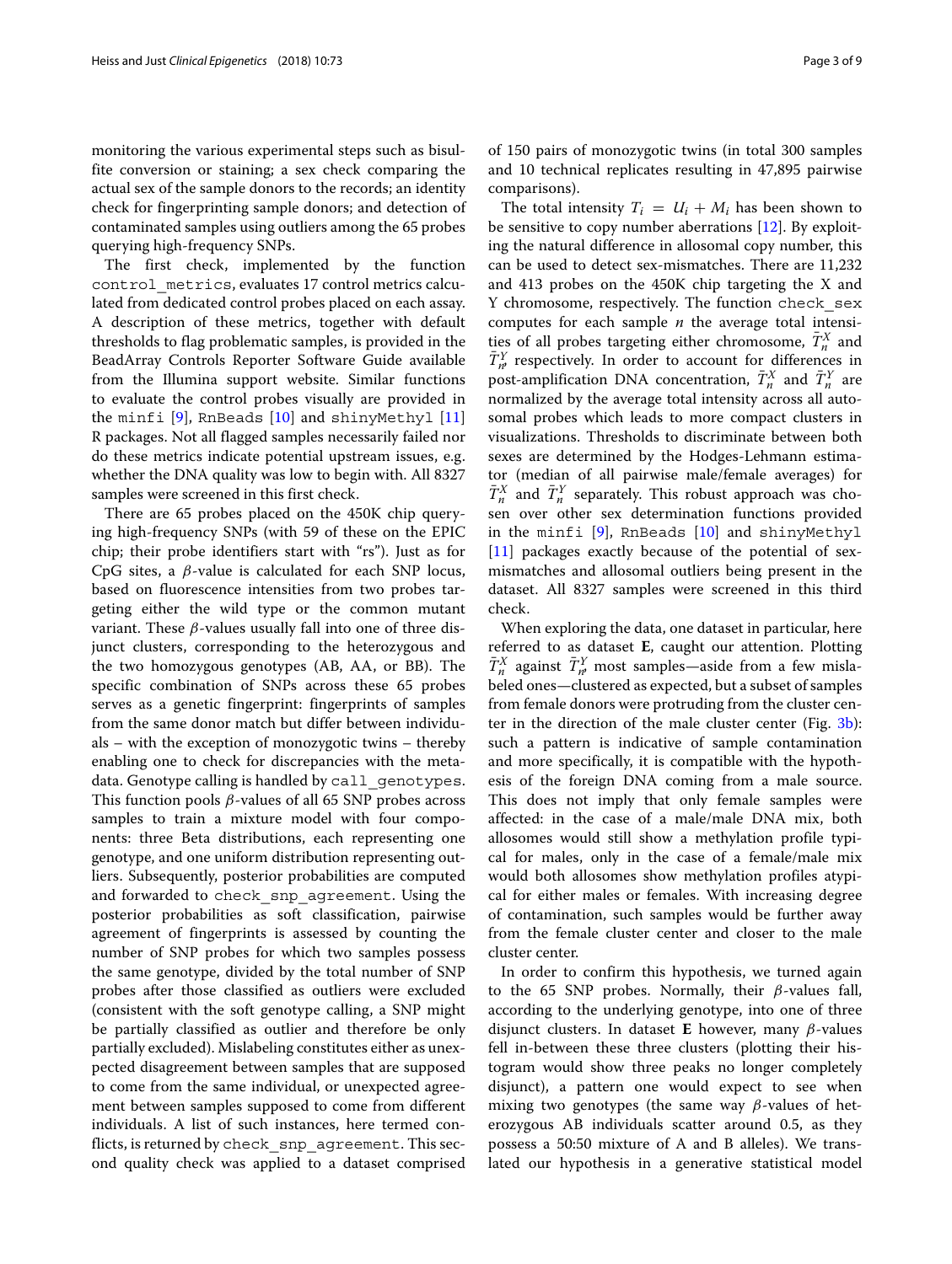monitoring the various experimental steps such as bisulfite conversion or staining; a sex check comparing the actual sex of the sample donors to the records; an identity check for fingerprinting sample donors; and detection of contaminated samples using outliers among the 65 probes querying high-frequency SNPs.

The first check, implemented by the function `control_metrics`, evaluates 17 control metrics calculated from dedicated control probes placed on each assay. A description of these metrics, together with default thresholds to flag problematic samples, is provided in the BeadArray Controls Reporter Software Guide available from the Illumina support website. Similar functions to evaluate the control probes visually are provided in the `minfi` [9], `RnBeads` [10] and `shinyMethyl` [11] R packages. Not all flagged samples necessarily failed nor do these metrics indicate potential upstream issues, e.g. whether the DNA quality was low to begin with. All 8327 samples were screened in this first check.

There are 65 probes placed on the 450K chip querying high-frequency SNPs (with 59 of these on the EPIC chip; their probe identifiers start with "rs"). Just as for CpG sites, a $\beta$-value is calculated for each SNP locus, based on fluorescence intensities from two probes targeting either the wild type or the common mutant variant. These $\beta$-values usually fall into one of three disjunct clusters, corresponding to the heterozygous and the two homozygous genotypes (AB, AA, or BB). The specific combination of SNPs across these 65 probes serves as a genetic fingerprint: fingerprints of samples from the same donor match but differ between individuals – with the exception of monozygotic twins – thereby enabling one to check for discrepancies with the metadata. Genotype calling is handled by `call_genotypes`. This function pools $\beta$-values of all 65 SNP probes across samples to train a mixture model with four components: three Beta distributions, each representing one genotype, and one uniform distribution representing outliers. Subsequently, posterior probabilities are computed and forwarded to `check_snp_agreement`. Using the posterior probabilities as soft classification, pairwise agreement of fingerprints is assessed by counting the number of SNP probes for which two samples possess the same genotype, divided by the total number of SNP probes after those classified as outliers were excluded (consistent with the soft genotype calling, a SNP might be partially classified as outlier and therefore be only partially excluded). Mislabeling constitutes either as unexpected disagreement between samples that are supposed to come from the same individual, or unexpected agreement between samples supposed to come from different individuals. A list of such instances, here termed conflicts, is returned by `check_snp_agreement`. This second quality check was applied to a dataset comprised of 150 pairs of monozygotic twins (in total 300 samples and 10 technical replicates resulting in 47,895 pairwise comparisons).

The total intensity $T_i = U_i + M_i$ has been shown to be sensitive to copy number aberrations [12]. By exploiting the natural difference in allosomal copy number, this can be used to detect sex-mismatches. There are 11,232 and 413 probes on the 450K chip targeting the X and Y chromosome, respectively. The function `check_sex` computes for each sample $n$ the average total intensities of all probes targeting either chromosome, $\bar{T}_n^X$ and $\bar{T}_n^Y$ respectively. In order to account for differences in post-amplification DNA concentration, $\bar{T}_n^X$ and $\bar{T}_n^Y$ are normalized by the average total intensity across all autosomal probes which leads to more compact clusters in visualizations. Thresholds to discriminate between both sexes are determined by the Hodges-Lehmann estimator (median of all pairwise male/female averages) for $\bar{T}_n^X$ and $\bar{T}_n^Y$ separately. This robust approach was chosen over other sex determination functions provided in the `minfi` [9], `RnBeads` [10] and `shinyMethyl` [11] packages exactly because of the potential of sex-mismatches and allosomal outliers being present in the dataset. All 8327 samples were screened in this third check.

When exploring the data, one dataset in particular, here referred to as dataset **E**, caught our attention. Plotting $\bar{T}_n^X$ against $\bar{T}_n^Y$ most samples—aside from a few mislabeled ones—clustered as expected, but a subset of samples from female donors were protruding from the cluster center in the direction of the male cluster center (Fig. 3b): such a pattern is indicative of sample contamination and more specifically, it is compatible with the hypothesis of the foreign DNA coming from a male source. This does not imply that only female samples were affected: in the case of a male/male DNA mix, both allosomes would still show a methylation profile typical for males, only in the case of a female/male mix would both allosomes show methylation profiles atypical for either males or females. With increasing degree of contamination, such samples would be further away from the female cluster center and closer to the male cluster center.

In order to confirm this hypothesis, we turned again to the 65 SNP probes. Normally, their $\beta$-values fall, according to the underlying genotype, into one of three disjunct clusters. In dataset **E** however, many $\beta$-values fell in-between these three clusters (plotting their histogram would show three peaks no longer completely disjunct), a pattern one would expect to see when mixing two genotypes (the same way $\beta$-values of heterozygous AB individuals scatter around 0.5, as they possess a 50:50 mixture of A and B alleles). We translated our hypothesis in a generative statistical model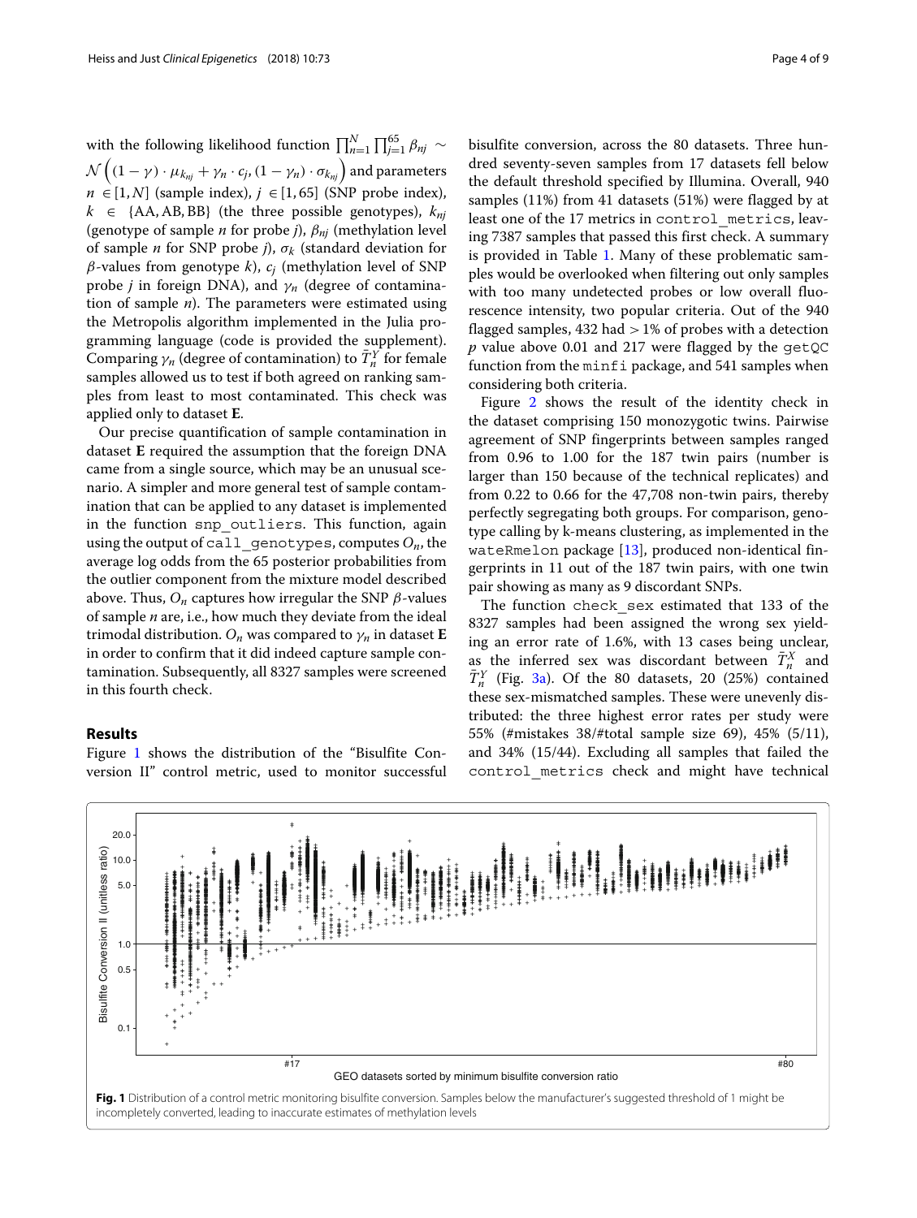with the following likelihood function $\prod_{n=1}^{N} \prod_{j=1}^{65} \beta_{nj} \sim \mathcal{N}\left((1-\gamma) \cdot \mu_{k_{nj}} + \gamma_n \cdot c_j, (1-\gamma_n) \cdot \sigma_{k_{nj}}\right)$ and parameters $n \in [1, N]$ (sample index), $j \in [1, 65]$ (SNP probe index), $k \in \{\text{AA}, \text{AB}, \text{BB}\}$ (the three possible genotypes), $k_{nj}$ (genotype of sample $n$ for probe $j$), $\beta_{nj}$ (methylation level of sample $n$ for SNP probe $j$), $\sigma_k$ (standard deviation for $\beta$-values from genotype $k$), $c_j$ (methylation level of SNP probe $j$ in foreign DNA), and $\gamma_n$ (degree of contamination of sample $n$). The parameters were estimated using the Metropolis algorithm implemented in the Julia programming language (code is provided the supplement). Comparing $\gamma_n$ (degree of contamination) to $\bar{T}_n^Y$ for female samples allowed us to test if both agreed on ranking samples from least to most contaminated. This check was applied only to dataset **E**.

Our precise quantification of sample contamination in dataset **E** required the assumption that the foreign DNA came from a single source, which may be an unusual scenario. A simpler and more general test of sample contamination that can be applied to any dataset is implemented in the function `snp_outliers`. This function, again using the output of `call_genotypes`, computes $O_n$, the average log odds from the 65 posterior probabilities from the outlier component from the mixture model described above. Thus, $O_n$ captures how irregular the SNP $\beta$-values of sample $n$ are, i.e., how much they deviate from the ideal trimodal distribution. $O_n$ was compared to $\gamma_n$ in dataset **E** in order to confirm that it did indeed capture sample contamination. Subsequently, all 8327 samples were screened in this fourth check.

## Results

Figure 1 shows the distribution of the "Bisulfite Conversion II" control metric, used to monitor successful bisulfite conversion, across the 80 datasets. Three hundred seventy-seven samples from 17 datasets fell below the default threshold specified by Illumina. Overall, 940 samples (11%) from 41 datasets (51%) were flagged by at least one of the 17 metrics in `control_metrics`, leaving 7387 samples that passed this first check. A summary is provided in Table 1. Many of these problematic samples would be overlooked when filtering out only samples with too many undetected probes or low overall fluorescence intensity, two popular criteria. Out of the 940 flagged samples, 432 had > 1% of probes with a detection $p$ value above 0.01 and 217 were flagged by the `getQC` function from the `minfi` package, and 541 samples when considering both criteria.

Figure 2 shows the result of the identity check in the dataset comprising 150 monozygotic twins. Pairwise agreement of SNP fingerprints between samples ranged from 0.96 to 1.00 for the 187 twin pairs (number is larger than 150 because of the technical replicates) and from 0.22 to 0.66 for the 47,708 non-twin pairs, thereby perfectly segregating both groups. For comparison, genotype calling by k-means clustering, as implemented in the `wateRmelon` package [13], produced non-identical fingerprints in 11 out of the 187 twin pairs, with one twin pair showing as many as 9 discordant SNPs.

The function `check_sex` estimated that 133 of the 8327 samples had been assigned the wrong sex yielding an error rate of 1.6%, with 13 cases being unclear, as the inferred sex was discordant between $\bar{T}_n^X$ and $\bar{T}_n^Y$ (Fig. 3a). Of the 80 datasets, 20 (25%) contained these sex-mismatched samples. These were unevenly distributed: the three highest error rates per study were 55% (#mistakes 38/#total sample size 69), 45% (5/11), and 34% (15/44). Excluding all samples that failed the `control_metrics` check and might have technical

**Fig. 1** Distribution of a control metric monitoring bisulfite conversion. Samples below the manufacturer's suggested threshold of 1 might be incompletely converted, leading to inaccurate estimates of methylation levels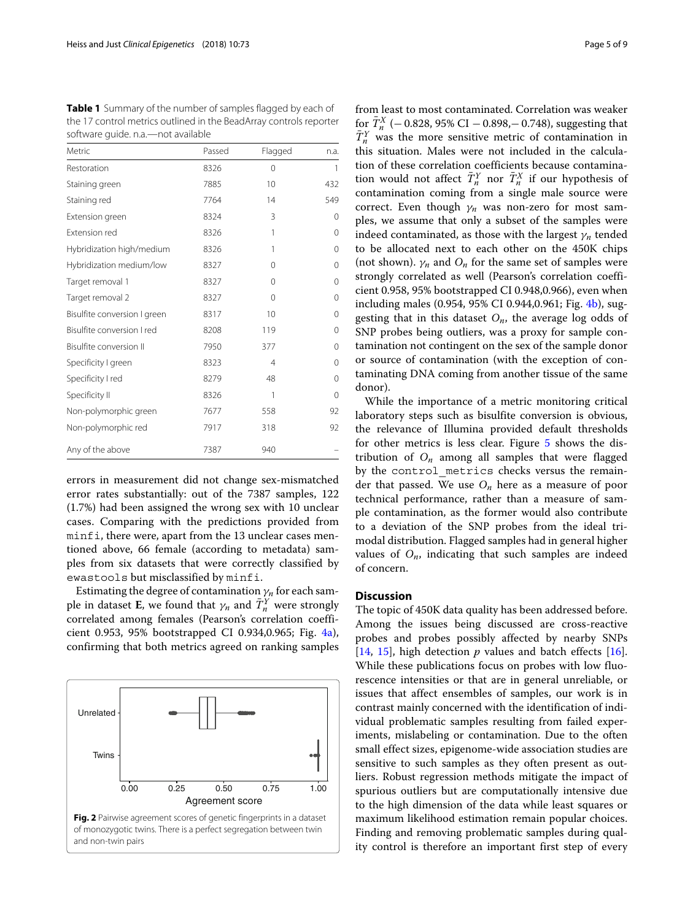**Table 1** Summary of the number of samples flagged by each of the 17 control metrics outlined in the BeadArray controls reporter software guide. n.a.—not available

| Metric | Passed | Flagged | n.a. |
|---|---|---|---|
| Restoration | 8326 | 0 | 1 |
| Staining green | 7885 | 10 | 432 |
| Staining red | 7764 | 14 | 549 |
| Extension green | 8324 | 3 | 0 |
| Extension red | 8326 | 1 | 0 |
| Hybridization high/medium | 8326 | 1 | 0 |
| Hybridization medium/low | 8327 | 0 | 0 |
| Target removal 1 | 8327 | 0 | 0 |
| Target removal 2 | 8327 | 0 | 0 |
| Bisulfite conversion I green | 8317 | 10 | 0 |
| Bisulfite conversion I red | 8208 | 119 | 0 |
| Bisulfite conversion II | 7950 | 377 | 0 |
| Specificity I green | 8323 | 4 | 0 |
| Specificity I red | 8279 | 48 | 0 |
| Specificity II | 8326 | 1 | 0 |
| Non-polymorphic green | 7677 | 558 | 92 |
| Non-polymorphic red | 7917 | 318 | 92 |
| Any of the above | 7387 | 940 | – |

errors in measurement did not change sex-mismatched error rates substantially: out of the 7387 samples, 122 (1.7%) had been assigned the wrong sex with 10 unclear cases. Comparing with the predictions provided from `minfi`, there were, apart from the 13 unclear cases mentioned above, 66 female (according to metadata) samples from six datasets that were correctly classified by `ewastools` but misclassified by `minfi`.

Estimating the degree of contamination $\gamma_n$ for each sample in dataset **E**, we found that $\gamma_n$ and $\bar{T}_n^Y$ were strongly correlated among females (Pearson's correlation coefficient 0.953, 95% bootstrapped CI 0.934,0.965; Fig. 4a), confirming that both metrics agreed on ranking samples from least to most contaminated. Correlation was weaker for $\bar{T}_n^X$ (− 0.828, 95% CI − 0.898,− 0.748), suggesting that $\bar{T}_n^Y$ was the more sensitive metric of contamination in this situation. Males were not included in the calculation of these correlation coefficients because contamination would not affect $\bar{T}_n^Y$ nor $\bar{T}_n^X$ if our hypothesis of contamination coming from a single male source were correct. Even though $\gamma_n$ was non-zero for most samples, we assume that only a subset of the samples were indeed contaminated, as those with the largest $\gamma_n$ tended to be allocated next to each other on the 450K chips (not shown). $\gamma_n$ and $O_n$ for the same set of samples were strongly correlated as well (Pearson's correlation coefficient 0.958, 95% bootstrapped CI 0.948,0.966), even when including males (0.954, 95% CI 0.944,0.961; Fig. 4b), suggesting that in this dataset $O_n$, the average log odds of SNP probes being outliers, was a proxy for sample contamination not contingent on the sex of the sample donor or source of contamination (with the exception of contaminating DNA coming from another tissue of the same donor).

While the importance of a metric monitoring critical laboratory steps such as bisulfite conversion is obvious, the relevance of Illumina provided default thresholds for other metrics is less clear. Figure 5 shows the distribution of $O_n$ among all samples that were flagged by the `control_metrics` checks versus the remainder that passed. We use $O_n$ here as a measure of poor technical performance, rather than a measure of sample contamination, as the former would also contribute to a deviation of the SNP probes from the ideal tri-modal distribution. Flagged samples had in general higher values of $O_n$, indicating that such samples are indeed of concern.

**Fig. 2** Pairwise agreement scores of genetic fingerprints in a dataset of monozygotic twins. There is a perfect segregation between twin and non-twin pairs

## Discussion

The topic of 450K data quality has been addressed before. Among the issues being discussed are cross-reactive probes and probes possibly affected by nearby SNPs [14, 15], high detection $p$ values and batch effects [16]. While these publications focus on probes with low fluorescence intensities or that are in general unreliable, or issues that affect ensembles of samples, our work is in contrast mainly concerned with the identification of individual problematic samples resulting from failed experiments, mislabeling or contamination. Due to the often small effect sizes, epigenome-wide association studies are sensitive to such samples as they often present as outliers. Robust regression methods mitigate the impact of spurious outliers but are computationally intensive due to the high dimension of the data while least squares or maximum likelihood estimation remain popular choices. Finding and removing problematic samples during quality control is therefore an important first step of every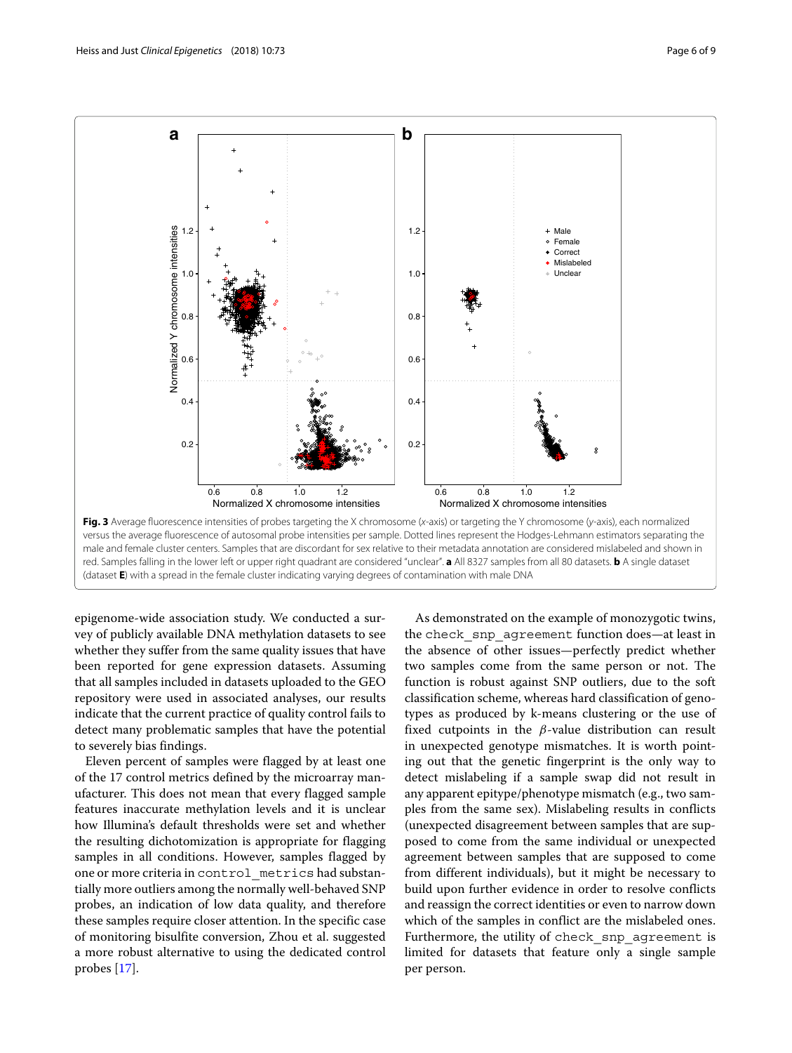**Fig. 3** Average fluorescence intensities of probes targeting the X chromosome (*x*-axis) or targeting the Y chromosome (*y*-axis), each normalized versus the average fluorescence of autosomal probe intensities per sample. Dotted lines represent the Hodges-Lehmann estimators separating the male and female cluster centers. Samples that are discordant for sex relative to their metadata annotation are considered mislabeled and shown in red. Samples falling in the lower left or upper right quadrant are considered "unclear". **a** All 8327 samples from all 80 datasets. **b** A single dataset (dataset **E**) with a spread in the female cluster indicating varying degrees of contamination with male DNA

epigenome-wide association study. We conducted a survey of publicly available DNA methylation datasets to see whether they suffer from the same quality issues that have been reported for gene expression datasets. Assuming that all samples included in datasets uploaded to the GEO repository were used in associated analyses, our results indicate that the current practice of quality control fails to detect many problematic samples that have the potential to severely bias findings.

Eleven percent of samples were flagged by at least one of the 17 control metrics defined by the microarray manufacturer. This does not mean that every flagged sample features inaccurate methylation levels and it is unclear how Illumina's default thresholds were set and whether the resulting dichotomization is appropriate for flagging samples in all conditions. However, samples flagged by one or more criteria in `control_metrics` had substantially more outliers among the normally well-behaved SNP probes, an indication of low data quality, and therefore these samples require closer attention. In the specific case of monitoring bisulfite conversion, Zhou et al. suggested a more robust alternative to using the dedicated control probes [17].

As demonstrated on the example of monozygotic twins, the `check_snp_agreement` function does—at least in the absence of other issues—perfectly predict whether two samples come from the same person or not. The function is robust against SNP outliers, due to the soft classification scheme, whereas hard classification of genotypes as produced by k-means clustering or the use of fixed cutpoints in the $\beta$-value distribution can result in unexpected genotype mismatches. It is worth pointing out that the genetic fingerprint is the only way to detect mislabeling if a sample swap did not result in any apparent epitype/phenotype mismatch (e.g., two samples from the same sex). Mislabeling results in conflicts (unexpected disagreement between samples that are supposed to come from the same individual or unexpected agreement between samples that are supposed to come from different individuals), but it might be necessary to build upon further evidence in order to resolve conflicts and reassign the correct identities or even to narrow down which of the samples in conflict are the mislabeled ones. Furthermore, the utility of `check_snp_agreement` is limited for datasets that feature only a single sample per person.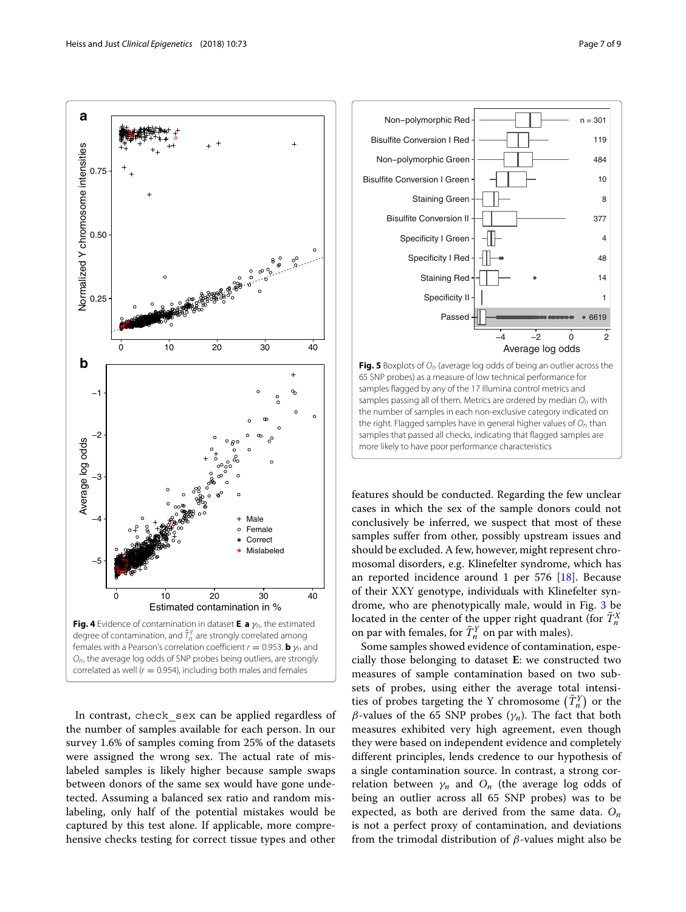**Fig. 4** Evidence of contamination in dataset **E**. **a** $\gamma_n$, the estimated degree of contamination, and $\bar{T}_n^Y$ are strongly correlated among females with a Pearson's correlation coefficient $r = 0.953$. **b** $\gamma_n$ and $O_n$, the average log odds of SNP probes being outliers, are strongly correlated as well ($r = 0.954$), including both males and females

**Fig. 5** Boxplots of $O_n$ (average log odds of being an outlier across the 65 SNP probes) as a measure of low technical performance for samples flagged by any of the 17 Illumina control metrics and samples passing all of them. Metrics are ordered by median $O_n$ with the number of samples in each non-exclusive category indicated on the right. Flagged samples have in general higher values of $O_n$ than samples that passed all checks, indicating that flagged samples are more likely to have poor performance characteristics

In contrast, check_sex can be applied regardless of the number of samples available for each person. In our survey 1.6% of samples coming from 25% of the datasets were assigned the wrong sex. The actual rate of mislabeled samples is likely higher because sample swaps between donors of the same sex would have gone undetected. Assuming a balanced sex ratio and random mislabeling, only half of the potential mistakes would be captured by this test alone. If applicable, more comprehensive checks testing for correct tissue types and other features should be conducted. Regarding the few unclear cases in which the sex of the sample donors could not conclusively be inferred, we suspect that most of these samples suffer from other, possibly upstream issues and should be excluded. A few, however, might represent chromosomal disorders, e.g. Klinefelter syndrome, which has an reported incidence around 1 per 576 [18]. Because of their XXY genotype, individuals with Klinefelter syndrome, who are phenotypically male, would in Fig. 3 be located in the center of the upper right quadrant (for $\bar{T}_n^X$ on par with females, for $\bar{T}_n^Y$ on par with males).

Some samples showed evidence of contamination, especially those belonging to dataset **E**: we constructed two measures of sample contamination based on two subsets of probes, using either the average total intensities of probes targeting the Y chromosome $\left(\bar{T}_n^Y\right)$ or the $\beta$-values of the 65 SNP probes ($\gamma_n$). The fact that both measures exhibited very high agreement, even though they were based on independent evidence and completely different principles, lends credence to our hypothesis of a single contamination source. In contrast, a strong correlation between $\gamma_n$ and $O_n$ (the average log odds of being an outlier across all 65 SNP probes) was to be expected, as both are derived from the same data. $O_n$ is not a perfect proxy of contamination, and deviations from the trimodal distribution of $\beta$-values might also be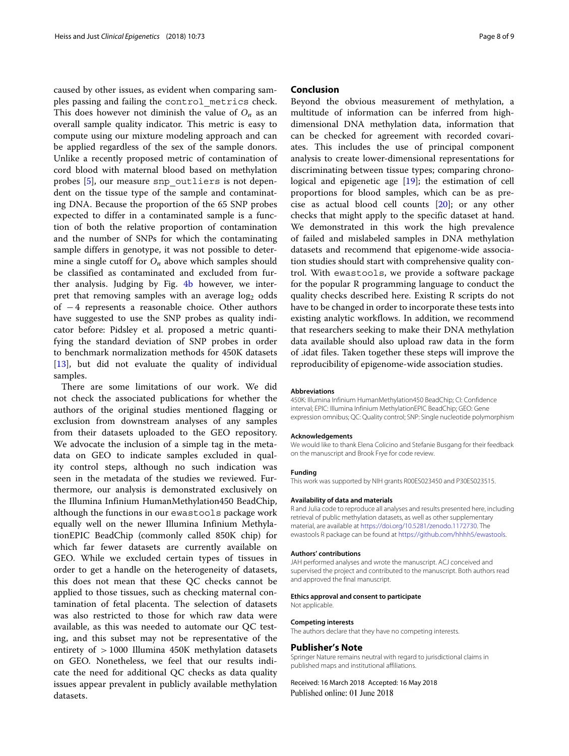caused by other issues, as evident when comparing samples passing and failing the `control_metrics` check. This does however not diminish the value of $O_n$ as an overall sample quality indicator. This metric is easy to compute using our mixture modeling approach and can be applied regardless of the sex of the sample donors. Unlike a recently proposed metric of contamination of cord blood with maternal blood based on methylation probes [5], our measure `snp_outliers` is not dependent on the tissue type of the sample and contaminating DNA. Because the proportion of the 65 SNP probes expected to differ in a contaminated sample is a function of both the relative proportion of contamination and the number of SNPs for which the contaminating sample differs in genotype, it was not possible to determine a single cutoff for $O_n$ above which samples should be classified as contaminated and excluded from further analysis. Judging by Fig. 4b however, we interpret that removing samples with an average $\log_2$ odds of $-4$ represents a reasonable choice. Other authors have suggested to use the SNP probes as quality indicator before: Pidsley et al. proposed a metric quantifying the standard deviation of SNP probes in order to benchmark normalization methods for 450K datasets [13], but did not evaluate the quality of individual samples.

There are some limitations of our work. We did not check the associated publications for whether the authors of the original studies mentioned flagging or exclusion from downstream analyses of any samples from their datasets uploaded to the GEO repository. We advocate the inclusion of a simple tag in the metadata on GEO to indicate samples excluded in quality control steps, although no such indication was seen in the metadata of the studies we reviewed. Furthermore, our analysis is demonstrated exclusively on the Illumina Infinium HumanMethylation450 BeadChip, although the functions in our `ewastools` package work equally well on the newer Illumina Infinium MethylationEPIC BeadChip (commonly called 850K chip) for which far fewer datasets are currently available on GEO. While we excluded certain types of tissues in order to get a handle on the heterogeneity of datasets, this does not mean that these QC checks cannot be applied to those tissues, such as checking maternal contamination of fetal placenta. The selection of datasets was also restricted to those for which raw data were available, as this was needed to automate our QC testing, and this subset may not be representative of the entirety of $> 1000$ Illumina 450K methylation datasets on GEO. Nonetheless, we feel that our results indicate the need for additional QC checks as data quality issues appear prevalent in publicly available methylation datasets.

## Conclusion

Beyond the obvious measurement of methylation, a multitude of information can be inferred from high-dimensional DNA methylation data, information that can be checked for agreement with recorded covariates. This includes the use of principal component analysis to create lower-dimensional representations for discriminating between tissue types; comparing chronological and epigenetic age [19]; the estimation of cell proportions for blood samples, which can be as precise as actual blood cell counts [20]; or any other checks that might apply to the specific dataset at hand. We demonstrated in this work the high prevalence of failed and mislabeled samples in DNA methylation datasets and recommend that epigenome-wide association studies should start with comprehensive quality control. With `ewastools`, we provide a software package for the popular R programming language to conduct the quality checks described here. Existing R scripts do not have to be changed in order to incorporate these tests into existing analytic workflows. In addition, we recommend that researchers seeking to make their DNA methylation data available should also upload raw data in the form of .idat files. Taken together these steps will improve the reproducibility of epigenome-wide association studies.

#### Abbreviations

450K: Illumina Infinium HumanMethylation450 BeadChip; CI: Confidence interval; EPIC: Illumina Infinium MethylationEPIC BeadChip; GEO: Gene expression omnibus; QC: Quality control; SNP: Single nucleotide polymorphism

#### Acknowledgements

We would like to thank Elena Colicino and Stefanie Busgang for their feedback on the manuscript and Brook Frye for code review.

#### Funding

This work was supported by NIH grants R00ES023450 and P30ES023515.

#### Availability of data and materials

R and Julia code to reproduce all analyses and results presented here, including retrieval of public methylation datasets, as well as other supplementary material, are available at https://doi.org/10.5281/zenodo.1172730. The ewastools R package can be found at https://github.com/hhhh5/ewastools.

#### Authors' contributions

JAH performed analyses and wrote the manuscript. ACJ conceived and supervised the project and contributed to the manuscript. Both authors read and approved the final manuscript.

#### Ethics approval and consent to participate

Not applicable.

#### Competing interests

The authors declare that they have no competing interests.

## Publisher's Note

Springer Nature remains neutral with regard to jurisdictional claims in published maps and institutional affiliations.

Received: 16 March 2018 Accepted: 16 May 2018
Published online: 01 June 2018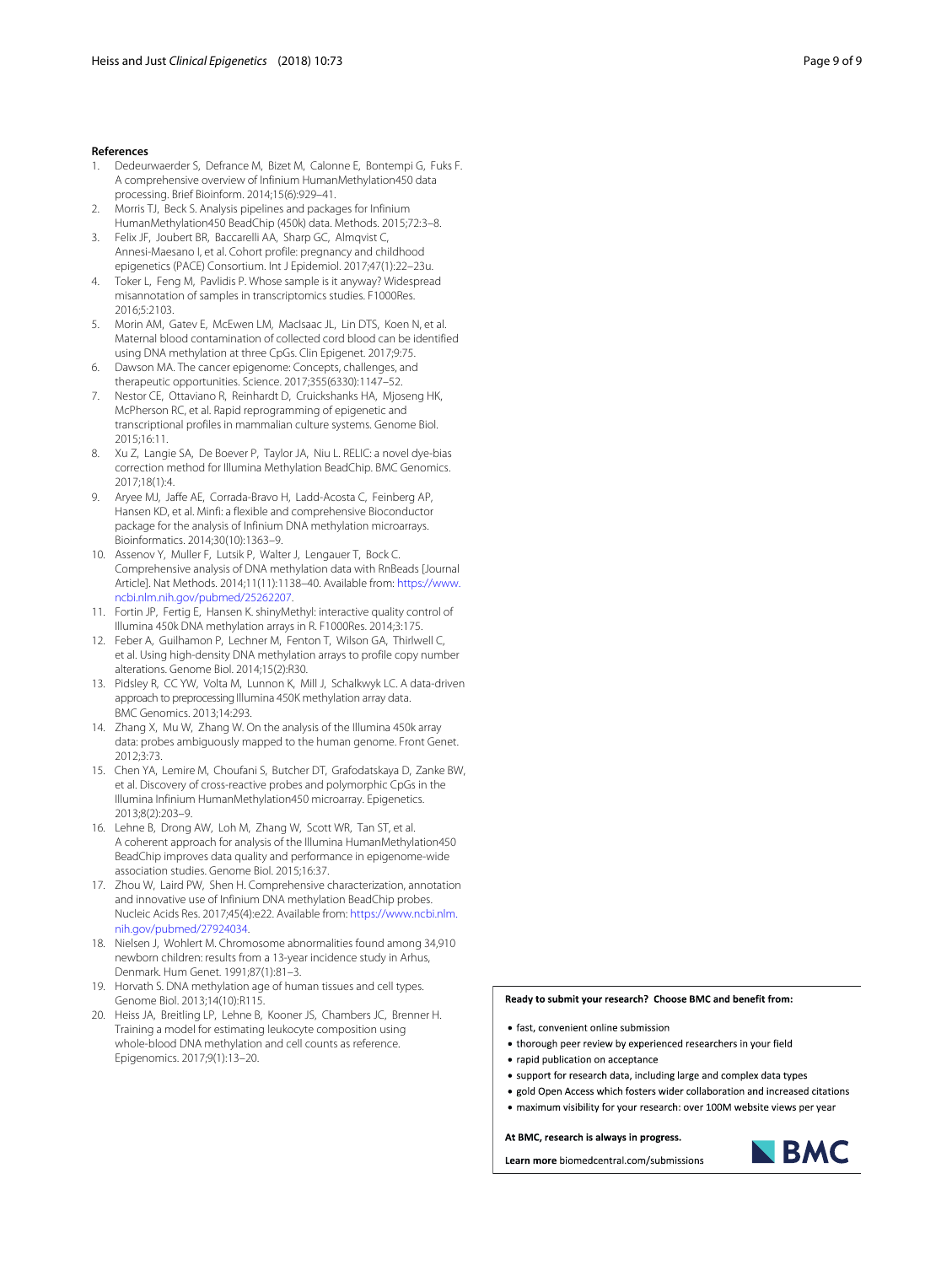## References

1. Dedeurwaerder S, Defrance M, Bizet M, Calonne E, Bontempi G, Fuks F. A comprehensive overview of Infinium HumanMethylation450 data processing. Brief Bioinform. 2014;15(6):929–41.
2. Morris TJ, Beck S. Analysis pipelines and packages for Infinium HumanMethylation450 BeadChip (450k) data. Methods. 2015;72:3–8.
3. Felix JF, Joubert BR, Baccarelli AA, Sharp GC, Almqvist C, Annesi-Maesano I, et al. Cohort profile: pregnancy and childhood epigenetics (PACE) Consortium. Int J Epidemiol. 2017;47(1):22–23u.
4. Toker L, Feng M, Pavlidis P. Whose sample is it anyway? Widespread misannotation of samples in transcriptomics studies. F1000Res. 2016;5:2103.
5. Morin AM, Gatev E, McEwen LM, MacIsaac JL, Lin DTS, Koen N, et al. Maternal blood contamination of collected cord blood can be identified using DNA methylation at three CpGs. Clin Epigenet. 2017;9:75.
6. Dawson MA. The cancer epigenome: Concepts, challenges, and therapeutic opportunities. Science. 2017;355(6330):1147–52.
7. Nestor CE, Ottaviano R, Reinhardt D, Cruickshanks HA, Mjoseng HK, McPherson RC, et al. Rapid reprogramming of epigenetic and transcriptional profiles in mammalian culture systems. Genome Biol. 2015;16:11.
8. Xu Z, Langie SA, De Boever P, Taylor JA, Niu L. RELIC: a novel dye-bias correction method for Illumina Methylation BeadChip. BMC Genomics. 2017;18(1):4.
9. Aryee MJ, Jaffe AE, Corrada-Bravo H, Ladd-Acosta C, Feinberg AP, Hansen KD, et al. Minfi: a flexible and comprehensive Bioconductor package for the analysis of Infinium DNA methylation microarrays. Bioinformatics. 2014;30(10):1363–9.
10. Assenov Y, Muller F, Lutsik P, Walter J, Lengauer T, Bock C. Comprehensive analysis of DNA methylation data with RnBeads [Journal Article]. Nat Methods. 2014;11(11):1138–40. Available from: https://www.ncbi.nlm.nih.gov/pubmed/25262207.
11. Fortin JP, Fertig E, Hansen K. shinyMethyl: interactive quality control of Illumina 450k DNA methylation arrays in R. F1000Res. 2014;3:175.
12. Feber A, Guilhamon P, Lechner M, Fenton T, Wilson GA, Thirlwell C, et al. Using high-density DNA methylation arrays to profile copy number alterations. Genome Biol. 2014;15(2):R30.
13. Pidsley R, CC YW, Volta M, Lunnon K, Mill J, Schalkwyk LC. A data-driven approach to preprocessing Illumina 450K methylation array data. BMC Genomics. 2013;14:293.
14. Zhang X, Mu W, Zhang W. On the analysis of the Illumina 450k array data: probes ambiguously mapped to the human genome. Front Genet. 2012;3:73.
15. Chen YA, Lemire M, Choufani S, Butcher DT, Grafodatskaya D, Zanke BW, et al. Discovery of cross-reactive probes and polymorphic CpGs in the Illumina Infinium HumanMethylation450 microarray. Epigenetics. 2013;8(2):203–9.
16. Lehne B, Drong AW, Loh M, Zhang W, Scott WR, Tan ST, et al. A coherent approach for analysis of the Illumina HumanMethylation450 BeadChip improves data quality and performance in epigenome-wide association studies. Genome Biol. 2015;16:37.
17. Zhou W, Laird PW, Shen H. Comprehensive characterization, annotation and innovative use of Infinium DNA methylation BeadChip probes. Nucleic Acids Res. 2017;45(4):e22. Available from: https://www.ncbi.nlm.nih.gov/pubmed/27924034.
18. Nielsen J, Wohlert M. Chromosome abnormalities found among 34,910 newborn children: results from a 13-year incidence study in Arhus, Denmark. Hum Genet. 1991;87(1):81–3.
19. Horvath S. DNA methylation age of human tissues and cell types. Genome Biol. 2013;14(10):R115.
20. Heiss JA, Breitling LP, Lehne B, Kooner JS, Chambers JC, Brenner H. Training a model for estimating leukocyte composition using whole-blood DNA methylation and cell counts as reference. Epigenomics. 2017;9(1):13–20.